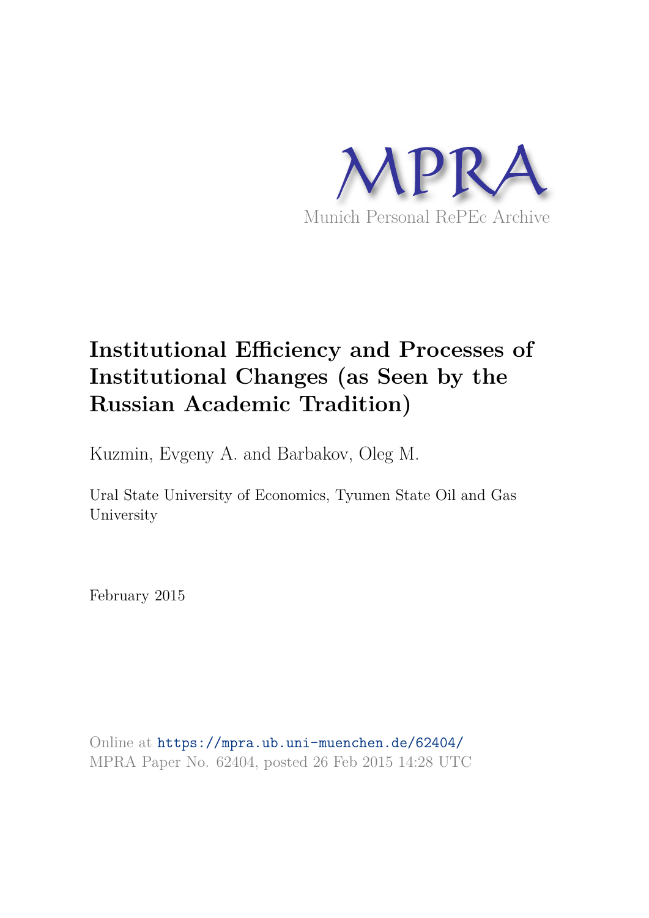MPRA

Munich Personal RePEc Archive

# Institutional Efficiency and Processes of Institutional Changes (as Seen by the Russian Academic Tradition)

Kuzmin, Evgeny A. and Barbakov, Oleg M.

Ural State University of Economics, Tyumen State Oil and Gas University

February 2015

Online at https://mpra.ub.uni-muenchen.de/62404/
MPRA Paper No. 62404, posted 26 Feb 2015 14:28 UTC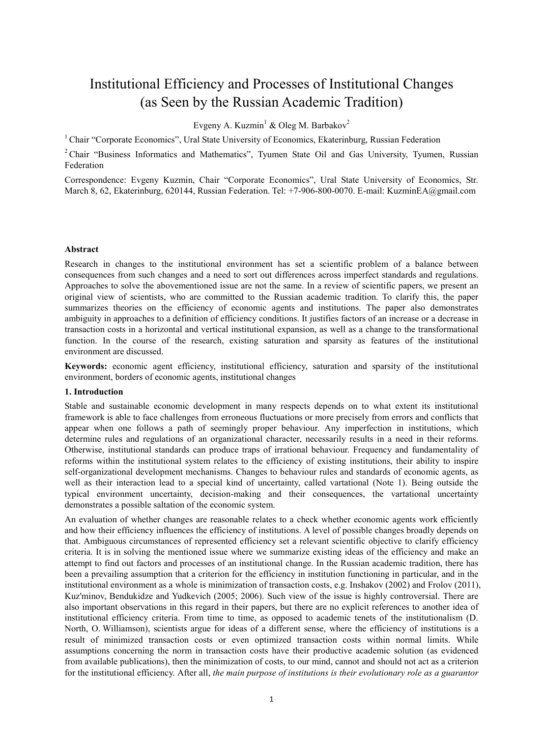# Institutional Efficiency and Processes of Institutional Changes (as Seen by the Russian Academic Tradition)

Evgeny A. Kuzmin[1] & Oleg M. Barbakov[2]

[1] Chair "Corporate Economics", Ural State University of Economics, Ekaterinburg, Russian Federation

[2] Chair "Business Informatics and Mathematics", Tyumen State Oil and Gas University, Tyumen, Russian Federation

Correspondence: Evgeny Kuzmin, Chair "Corporate Economics", Ural State University of Economics, Str. March 8, 62, Ekaterinburg, 620144, Russian Federation. Tel: +7-906-800-0070. E-mail: KuzminEA@gmail.com

**Abstract**

Research in changes to the institutional environment has set a scientific problem of a balance between consequences from such changes and a need to sort out differences across imperfect standards and regulations. Approaches to solve the abovementioned issue are not the same. In a review of scientific papers, we present an original view of scientists, who are committed to the Russian academic tradition. To clarify this, the paper summarizes theories on the efficiency of economic agents and institutions. The paper also demonstrates ambiguity in approaches to a definition of efficiency conditions. It justifies factors of an increase or a decrease in transaction costs in a horizontal and vertical institutional expansion, as well as a change to the transformational function. In the course of the research, existing saturation and sparsity as features of the institutional environment are discussed.

**Keywords:** economic agent efficiency, institutional efficiency, saturation and sparsity of the institutional environment, borders of economic agents, institutional changes

**1. Introduction**

Stable and sustainable economic development in many respects depends on to what extent its institutional framework is able to face challenges from erroneous fluctuations or more precisely from errors and conflicts that appear when one follows a path of seemingly proper behaviour. Any imperfection in institutions, which determine rules and regulations of an organizational character, necessarily results in a need in their reforms. Otherwise, institutional standards can produce traps of irrational behaviour. Frequency and fundamentality of reforms within the institutional system relates to the efficiency of existing institutions, their ability to inspire self-organizational development mechanisms. Changes to behaviour rules and standards of economic agents, as well as their interaction lead to a special kind of uncertainty, called vartational (Note 1). Being outside the typical environment uncertainty, decision-making and their consequences, the vartational uncertainty demonstrates a possible saltation of the economic system.

An evaluation of whether changes are reasonable relates to a check whether economic agents work efficiently and how their efficiency influences the efficiency of institutions. A level of possible changes broadly depends on that. Ambiguous circumstances of represented efficiency set a relevant scientific objective to clarify efficiency criteria. It is in solving the mentioned issue where we summarize existing ideas of the efficiency and make an attempt to find out factors and processes of an institutional change. In the Russian academic tradition, there has been a prevailing assumption that a criterion for the efficiency in institution functioning in particular, and in the institutional environment as a whole is minimization of transaction costs, e.g. Inshakov (2002) and Frolov (2011), Kuz'minov, Bendukidze and Yudkevich (2005; 2006). Such view of the issue is highly controversial. There are also important observations in this regard in their papers, but there are no explicit references to another idea of institutional efficiency criteria. From time to time, as opposed to academic tenets of the institutionalism (D. North, O. Williamson), scientists argue for ideas of a different sense, where the efficiency of institutions is a result of minimized transaction costs or even optimized transaction costs within normal limits. While assumptions concerning the norm in transaction costs have their productive academic solution (as evidenced from available publications), then the minimization of costs, to our mind, cannot and should not act as a criterion for the institutional efficiency. After all, *the main purpose of institutions is their evolutionary role as a guarantor*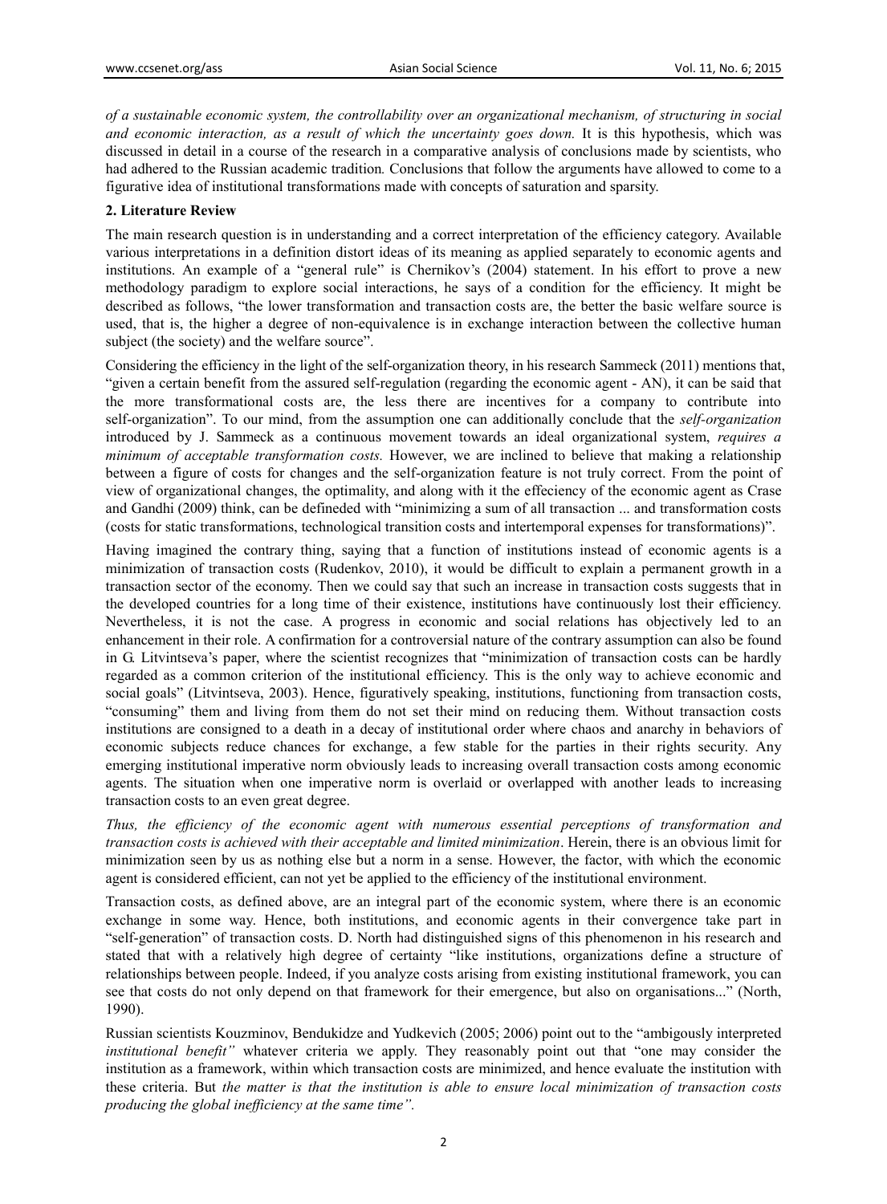*of a sustainable economic system, the controllability over an organizational mechanism, of structuring in social and economic interaction, as a result of which the uncertainty goes down.* It is this hypothesis, which was discussed in detail in a course of the research in a comparative analysis of conclusions made by scientists, who had adhered to the Russian academic tradition. Conclusions that follow the arguments have allowed to come to a figurative idea of institutional transformations made with concepts of saturation and sparsity.

## 2. Literature Review

The main research question is in understanding and a correct interpretation of the efficiency category. Available various interpretations in a definition distort ideas of its meaning as applied separately to economic agents and institutions. An example of a "general rule" is Chernikov's (2004) statement. In his effort to prove a new methodology paradigm to explore social interactions, he says of a condition for the efficiency. It might be described as follows, "the lower transformation and transaction costs are, the better the basic welfare source is used, that is, the higher a degree of non-equivalence is in exchange interaction between the collective human subject (the society) and the welfare source".

Considering the efficiency in the light of the self-organization theory, in his research Sammeck (2011) mentions that, "given a certain benefit from the assured self-regulation (regarding the economic agent - AN), it can be said that the more transformational costs are, the less there are incentives for a company to contribute into self-organization". To our mind, from the assumption one can additionally conclude that the *self-organization* introduced by J. Sammeck as a continuous movement towards an ideal organizational system, *requires a minimum of acceptable transformation costs.* However, we are inclined to believe that making a relationship between a figure of costs for changes and the self-organization feature is not truly correct. From the point of view of organizational changes, the optimality, and along with it the effeciency of the economic agent as Crase and Gandhi (2009) think, can be defineded with "minimizing a sum of all transaction ... and transformation costs (costs for static transformations, technological transition costs and intertemporal expenses for transformations)".

Having imagined the contrary thing, saying that a function of institutions instead of economic agents is a minimization of transaction costs (Rudenkov, 2010), it would be difficult to explain a permanent growth in a transaction sector of the economy. Then we could say that such an increase in transaction costs suggests that in the developed countries for a long time of their existence, institutions have continuously lost their efficiency. Nevertheless, it is not the case. A progress in economic and social relations has objectively led to an enhancement in their role. A confirmation for a controversial nature of the contrary assumption can also be found in G. Litvintseva's paper, where the scientist recognizes that "minimization of transaction costs can be hardly regarded as a common criterion of the institutional efficiency. This is the only way to achieve economic and social goals" (Litvintseva, 2003). Hence, figuratively speaking, institutions, functioning from transaction costs, "consuming" them and living from them do not set their mind on reducing them. Without transaction costs institutions are consigned to a death in a decay of institutional order where chaos and anarchy in behaviors of economic subjects reduce chances for exchange, a few stable for the parties in their rights security. Any emerging institutional imperative norm obviously leads to increasing overall transaction costs among economic agents. The situation when one imperative norm is overlaid or overlapped with another leads to increasing transaction costs to an even great degree.

*Thus, the efficiency of the economic agent with numerous essential perceptions of transformation and transaction costs is achieved with their acceptable and limited minimization*. Herein, there is an obvious limit for minimization seen by us as nothing else but a norm in a sense. However, the factor, with which the economic agent is considered efficient, can not yet be applied to the efficiency of the institutional environment.

Transaction costs, as defined above, are an integral part of the economic system, where there is an economic exchange in some way. Hence, both institutions, and economic agents in their convergence take part in "self-generation" of transaction costs. D. North had distinguished signs of this phenomenon in his research and stated that with a relatively high degree of certainty "like institutions, organizations define a structure of relationships between people. Indeed, if you analyze costs arising from existing institutional framework, you can see that costs do not only depend on that framework for their emergence, but also on organisations..." (North, 1990).

Russian scientists Kouzminov, Bendukidze and Yudkevich (2005; 2006) point out to the "ambigously interpreted *institutional benefit"* whatever criteria we apply. They reasonably point out that "one may consider the institution as a framework, within which transaction costs are minimized, and hence evaluate the institution with these criteria. But *the matter is that the institution is able to ensure local minimization of transaction costs producing the global inefficiency at the same time".*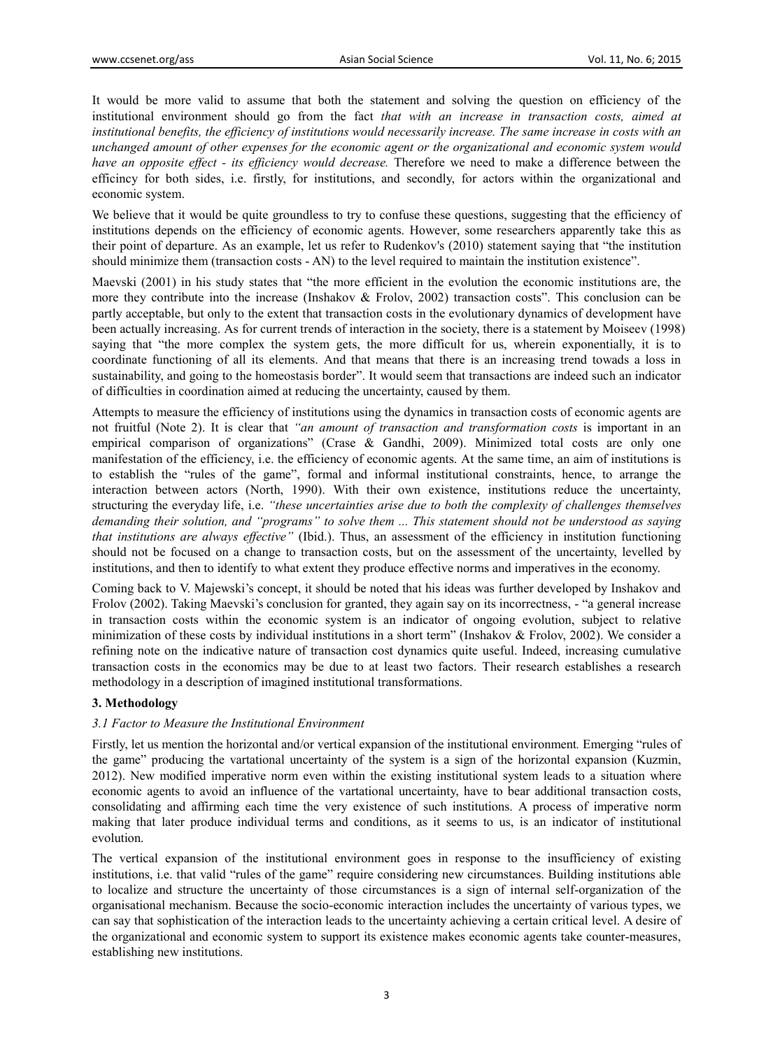It would be more valid to assume that both the statement and solving the question on efficiency of the institutional environment should go from the fact *that with an increase in transaction costs, aimed at institutional benefits, the efficiency of institutions would necessarily increase. The same increase in costs with an unchanged amount of other expenses for the economic agent or the organizational and economic system would have an opposite effect - its efficiency would decrease.* Therefore we need to make a difference between the efficincy for both sides, i.e. firstly, for institutions, and secondly, for actors within the organizational and economic system.

We believe that it would be quite groundless to try to confuse these questions, suggesting that the efficiency of institutions depends on the efficiency of economic agents. However, some researchers apparently take this as their point of departure. As an example, let us refer to Rudenkov's (2010) statement saying that "the institution should minimize them (transaction costs - AN) to the level required to maintain the institution existence".

Maevski (2001) in his study states that "the more efficient in the evolution the economic institutions are, the more they contribute into the increase (Inshakov & Frolov, 2002) transaction costs". This conclusion can be partly acceptable, but only to the extent that transaction costs in the evolutionary dynamics of development have been actually increasing. As for current trends of interaction in the society, there is a statement by Moiseev (1998) saying that "the more complex the system gets, the more difficult for us, wherein exponentially, it is to coordinate functioning of all its elements. And that means that there is an increasing trend towads a loss in sustainability, and going to the homeostasis border". It would seem that transactions are indeed such an indicator of difficulties in coordination aimed at reducing the uncertainty, caused by them.

Attempts to measure the efficiency of institutions using the dynamics in transaction costs of economic agents are not fruitful (Note 2). It is clear that *"an amount of transaction and transformation costs* is important in an empirical comparison of organizations" (Crase & Gandhi, 2009). Minimized total costs are only one manifestation of the efficiency, i.e. the efficiency of economic agents. At the same time, an aim of institutions is to establish the "rules of the game", formal and informal institutional constraints, hence, to arrange the interaction between actors (North, 1990). With their own existence, institutions reduce the uncertainty, structuring the everyday life, i.e. *"these uncertainties arise due to both the complexity of challenges themselves demanding their solution, and "programs" to solve them ... This statement should not be understood as saying that institutions are always effective"* (Ibid.). Thus, an assessment of the efficiency in institution functioning should not be focused on a change to transaction costs, but on the assessment of the uncertainty, levelled by institutions, and then to identify to what extent they produce effective norms and imperatives in the economy.

Coming back to V. Majewski's concept, it should be noted that his ideas was further developed by Inshakov and Frolov (2002). Taking Maevski's conclusion for granted, they again say on its incorrectness, - "a general increase in transaction costs within the economic system is an indicator of ongoing evolution, subject to relative minimization of these costs by individual institutions in a short term" (Inshakov & Frolov, 2002). We consider a refining note on the indicative nature of transaction cost dynamics quite useful. Indeed, increasing cumulative transaction costs in the economics may be due to at least two factors. Their research establishes a research methodology in a description of imagined institutional transformations.

## 3. Methodology

### *3.1 Factor to Measure the Institutional Environment*

Firstly, let us mention the horizontal and/or vertical expansion of the institutional environment*.* Emerging "rules of the game" producing the vartational uncertainty of the system is a sign of the horizontal expansion (Kuzmin, 2012). New modified imperative norm even within the existing institutional system leads to a situation where economic agents to avoid an influence of the vartational uncertainty, have to bear additional transaction costs, consolidating and affirming each time the very existence of such institutions. A process of imperative norm making that later produce individual terms and conditions, as it seems to us, is an indicator of institutional evolution.

The vertical expansion of the institutional environment goes in response to the insufficiency of existing institutions, i.e. that valid "rules of the game" require considering new circumstances. Building institutions able to localize and structure the uncertainty of those circumstances is a sign of internal self-organization of the organisational mechanism. Because the socio-economic interaction includes the uncertainty of various types, we can say that sophistication of the interaction leads to the uncertainty achieving a certain critical level. A desire of the organizational and economic system to support its existence makes economic agents take counter-measures, establishing new institutions.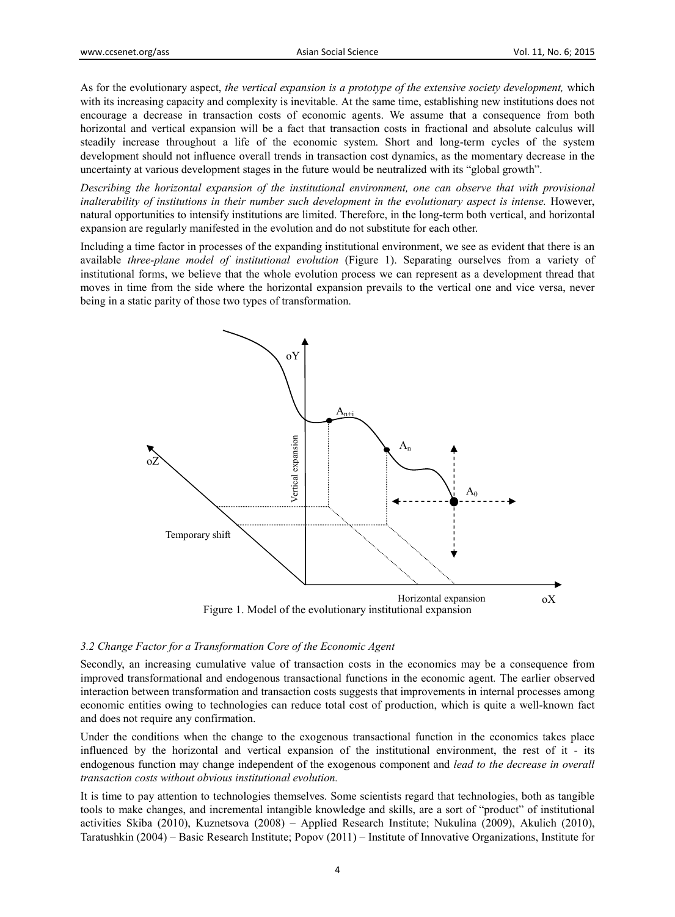As for the evolutionary aspect, *the vertical expansion is a prototype of the extensive society development,* which with its increasing capacity and complexity is inevitable. At the same time, establishing new institutions does not encourage a decrease in transaction costs of economic agents. We assume that a consequence from both horizontal and vertical expansion will be a fact that transaction costs in fractional and absolute calculus will steadily increase throughout a life of the economic system. Short and long-term cycles of the system development should not influence overall trends in transaction cost dynamics, as the momentary decrease in the uncertainty at various development stages in the future would be neutralized with its "global growth".

*Describing the horizontal expansion of the institutional environment, one can observe that with provisional inalterability of institutions in their number such development in the evolutionary aspect is intense.* However, natural opportunities to intensify institutions are limited. Therefore, in the long-term both vertical, and horizontal expansion are regularly manifested in the evolution and do not substitute for each other.

Including a time factor in processes of the expanding institutional environment, we see as evident that there is an available *three-plane model of institutional evolution* (Figure 1). Separating ourselves from a variety of institutional forms, we believe that the whole evolution process we can represent as a development thread that moves in time from the side where the horizontal expansion prevails to the vertical one and vice versa, never being in a static parity of those two types of transformation.

Figure 1. Model of the evolutionary institutional expansion

### 3.2 Change Factor for a Transformation Core of the Economic Agent

Secondly, an increasing cumulative value of transaction costs in the economics may be a consequence from improved transformational and endogenous transactional functions in the economic agent. The earlier observed interaction between transformation and transaction costs suggests that improvements in internal processes among economic entities owing to technologies can reduce total cost of production, which is quite a well-known fact and does not require any confirmation.

Under the conditions when the change to the exogenous transactional function in the economics takes place influenced by the horizontal and vertical expansion of the institutional environment, the rest of it - its endogenous function may change independent of the exogenous component and *lead to the decrease in overall transaction costs without obvious institutional evolution.*

It is time to pay attention to technologies themselves. Some scientists regard that technologies, both as tangible tools to make changes, and incremental intangible knowledge and skills, are a sort of "product" of institutional activities Skiba (2010), Kuznetsova (2008) – Applied Research Institute; Nukulina (2009), Akulich (2010), Taratushkin (2004) – Basic Research Institute; Popov (2011) – Institute of Innovative Organizations, Institute for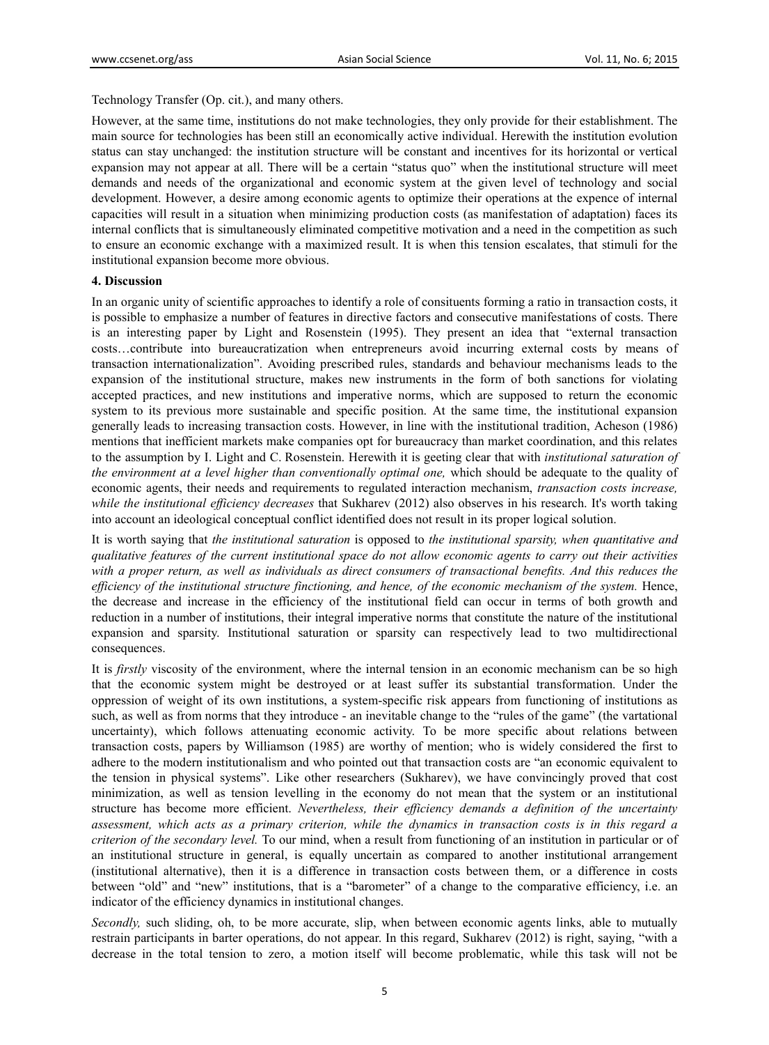Technology Transfer (Op. cit.), and many others.

However, at the same time, institutions do not make technologies, they only provide for their establishment. The main source for technologies has been still an economically active individual. Herewith the institution evolution status can stay unchanged: the institution structure will be constant and incentives for its horizontal or vertical expansion may not appear at all. There will be a certain "status quo" when the institutional structure will meet demands and needs of the organizational and economic system at the given level of technology and social development. However, a desire among economic agents to optimize their operations at the expence of internal capacities will result in a situation when minimizing production costs (as manifestation of adaptation) faces its internal conflicts that is simultaneously eliminated competitive motivation and a need in the competition as such to ensure an economic exchange with a maximized result. It is when this tension escalates, that stimuli for the institutional expansion become more obvious.

## 4. Discussion

In an organic unity of scientific approaches to identify a role of consituents forming a ratio in transaction costs, it is possible to emphasize a number of features in directive factors and consecutive manifestations of costs. There is an interesting paper by Light and Rosenstein (1995). They present an idea that "external transaction costs…contribute into bureaucratization when entrepreneurs avoid incurring external costs by means of transaction internationalization". Avoiding prescribed rules, standards and behaviour mechanisms leads to the expansion of the institutional structure, makes new instruments in the form of both sanctions for violating accepted practices, and new institutions and imperative norms, which are supposed to return the economic system to its previous more sustainable and specific position. At the same time, the institutional expansion generally leads to increasing transaction costs. However, in line with the institutional tradition, Acheson (1986) mentions that inefficient markets make companies opt for bureaucracy than market coordination, and this relates to the assumption by I. Light and C. Rosenstein. Herewith it is geeting clear that with *institutional saturation of the environment at a level higher than conventionally optimal one,* which should be adequate to the quality of economic agents, their needs and requirements to regulated interaction mechanism, *transaction costs increase, while the institutional efficiency decreases* that Sukharev (2012) also observes in his research. It's worth taking into account an ideological conceptual conflict identified does not result in its proper logical solution.

It is worth saying that *the institutional saturation* is opposed to *the institutional sparsity, when quantitative and qualitative features of the current institutional space do not allow economic agents to carry out their activities with a proper return, as well as individuals as direct consumers of transactional benefits. And this reduces the efficiency of the institutional structure finctioning, and hence, of the economic mechanism of the system.* Hence, the decrease and increase in the efficiency of the institutional field can occur in terms of both growth and reduction in a number of institutions, their integral imperative norms that constitute the nature of the institutional expansion and sparsity. Institutional saturation or sparsity can respectively lead to two multidirectional consequences.

It is *firstly* viscosity of the environment, where the internal tension in an economic mechanism can be so high that the economic system might be destroyed or at least suffer its substantial transformation. Under the oppression of weight of its own institutions, a system-specific risk appears from functioning of institutions as such, as well as from norms that they introduce - an inevitable change to the "rules of the game" (the vartational uncertainty), which follows attenuating economic activity. To be more specific about relations between transaction costs, papers by Williamson (1985) are worthy of mention; who is widely considered the first to adhere to the modern institutionalism and who pointed out that transaction costs are "an economic equivalent to the tension in physical systems". Like other researchers (Sukharev), we have convincingly proved that cost minimization, as well as tension levelling in the economy do not mean that the system or an institutional structure has become more efficient. *Nevertheless, their efficiency demands a definition of the uncertainty assessment, which acts as a primary criterion, while the dynamics in transaction costs is in this regard a criterion of the secondary level.* To our mind, when a result from functioning of an institution in particular or of an institutional structure in general, is equally uncertain as compared to another institutional arrangement (institutional alternative), then it is a difference in transaction costs between them, or a difference in costs between "old" and "new" institutions, that is a "barometer" of a change to the comparative efficiency, i.e. an indicator of the efficiency dynamics in institutional changes.

*Secondly,* such sliding, oh, to be more accurate, slip, when between economic agents links, able to mutually restrain participants in barter operations, do not appear. In this regard, Sukharev (2012) is right, saying, "with a decrease in the total tension to zero, a motion itself will become problematic, while this task will not be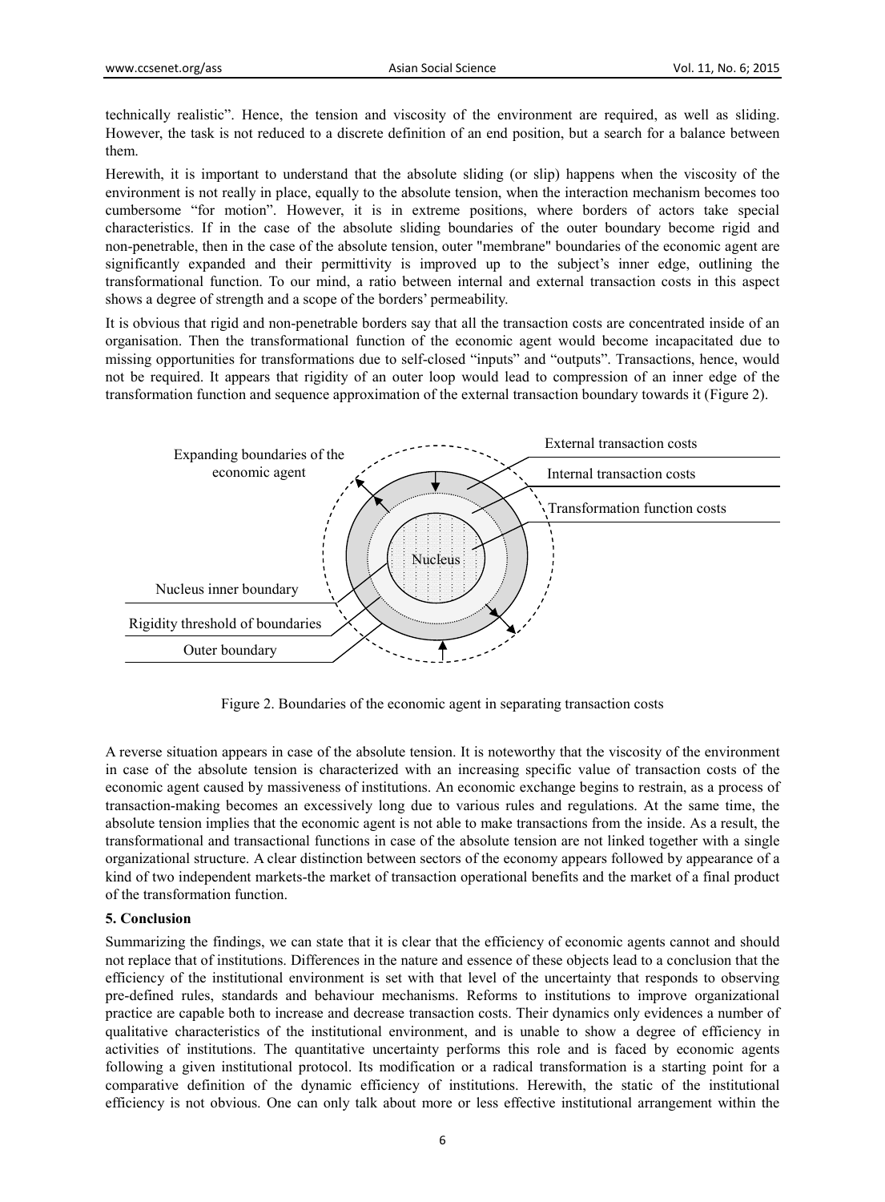technically realistic". Hence, the tension and viscosity of the environment are required, as well as sliding. However, the task is not reduced to a discrete definition of an end position, but a search for a balance between them.

Herewith, it is important to understand that the absolute sliding (or slip) happens when the viscosity of the environment is not really in place, equally to the absolute tension, when the interaction mechanism becomes too cumbersome "for motion". However, it is in extreme positions, where borders of actors take special characteristics. If in the case of the absolute sliding boundaries of the outer boundary become rigid and non-penetrable, then in the case of the absolute tension, outer "membrane" boundaries of the economic agent are significantly expanded and their permittivity is improved up to the subject's inner edge, outlining the transformational function. To our mind, a ratio between internal and external transaction costs in this aspect shows a degree of strength and a scope of the borders' permeability.

It is obvious that rigid and non-penetrable borders say that all the transaction costs are concentrated inside of an organisation. Then the transformational function of the economic agent would become incapacitated due to missing opportunities for transformations due to self-closed "inputs" and "outputs". Transactions, hence, would not be required. It appears that rigidity of an outer loop would lead to compression of an inner edge of the transformation function and sequence approximation of the external transaction boundary towards it (Figure 2).

Figure 2. Boundaries of the economic agent in separating transaction costs

A reverse situation appears in case of the absolute tension. It is noteworthy that the viscosity of the environment in case of the absolute tension is characterized with an increasing specific value of transaction costs of the economic agent caused by massiveness of institutions. An economic exchange begins to restrain, as a process of transaction-making becomes an excessively long due to various rules and regulations. At the same time, the absolute tension implies that the economic agent is not able to make transactions from the inside. As a result, the transformational and transactional functions in case of the absolute tension are not linked together with a single organizational structure. A clear distinction between sectors of the economy appears followed by appearance of a kind of two independent markets-the market of transaction operational benefits and the market of a final product of the transformation function.

### 5. Conclusion

Summarizing the findings, we can state that it is clear that the efficiency of economic agents cannot and should not replace that of institutions. Differences in the nature and essence of these objects lead to a conclusion that the efficiency of the institutional environment is set with that level of the uncertainty that responds to observing pre-defined rules, standards and behaviour mechanisms. Reforms to institutions to improve organizational practice are capable both to increase and decrease transaction costs. Their dynamics only evidences a number of qualitative characteristics of the institutional environment, and is unable to show a degree of efficiency in activities of institutions. The quantitative uncertainty performs this role and is faced by economic agents following a given institutional protocol. Its modification or a radical transformation is a starting point for a comparative definition of the dynamic efficiency of institutions. Herewith, the static of the institutional efficiency is not obvious. One can only talk about more or less effective institutional arrangement within the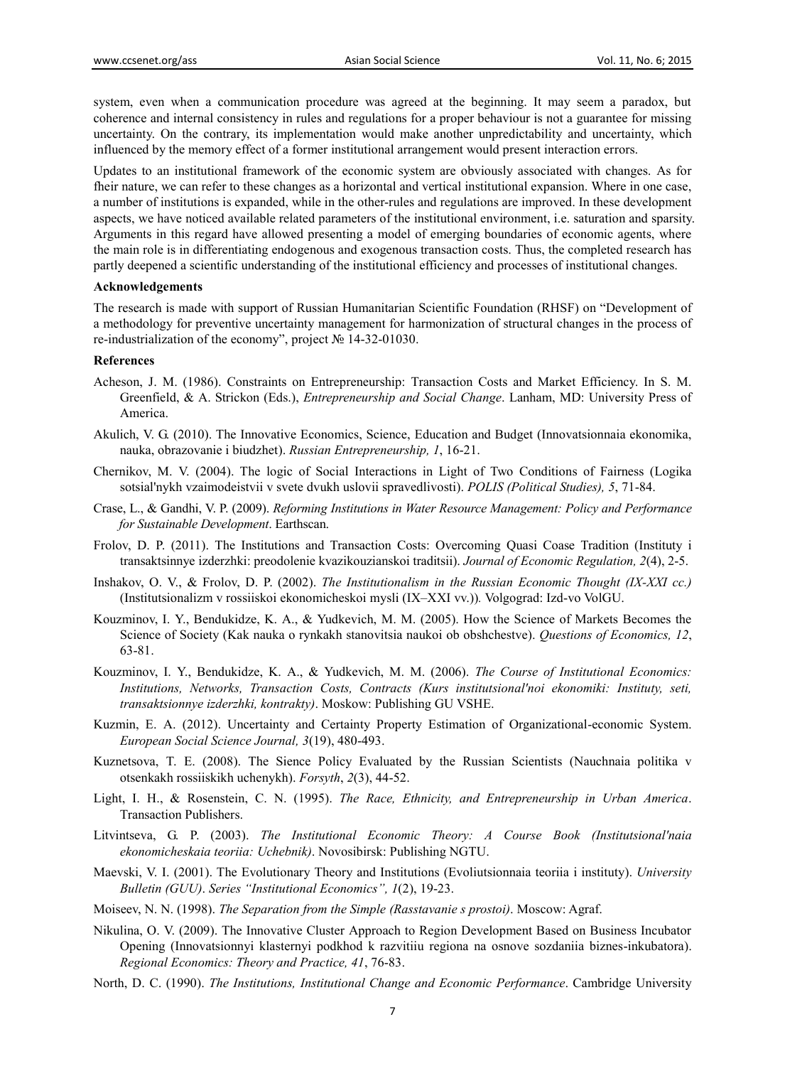system, even when a communication procedure was agreed at the beginning. It may seem a paradox, but coherence and internal consistency in rules and regulations for a proper behaviour is not a guarantee for missing uncertainty. On the contrary, its implementation would make another unpredictability and uncertainty, which influenced by the memory effect of a former institutional arrangement would present interaction errors.

Updates to an institutional framework of the economic system are obviously associated with changes. As for fheir nature, we can refer to these changes as a horizontal and vertical institutional expansion. Where in one case, a number of institutions is expanded, while in the other-rules and regulations are improved. In these development aspects, we have noticed available related parameters of the institutional environment, i.e. saturation and sparsity. Arguments in this regard have allowed presenting a model of emerging boundaries of economic agents, where the main role is in differentiating endogenous and exogenous transaction costs. Thus, the completed research has partly deepened a scientific understanding of the institutional efficiency and processes of institutional changes.

**Acknowledgements**

The research is made with support of Russian Humanitarian Scientific Foundation (RHSF) on "Development of a methodology for preventive uncertainty management for harmonization of structural changes in the process of re-industrialization of the economy", project № 14-32-01030.

**References**

Acheson, J. M. (1986). Constraints on Entrepreneurship: Transaction Costs and Market Efficiency. In S. M. Greenfield, & A. Strickon (Eds.), *Entrepreneurship and Social Change*. Lanham, MD: University Press of America.

Akulich, V. G. (2010). The Innovative Economics, Science, Education and Budget (Innovatsionnaia ekonomika, nauka, obrazovanie i biudzhet). *Russian Entrepreneurship, 1*, 16-21.

Chernikov, M. V. (2004). The logic of Social Interactions in Light of Two Conditions of Fairness (Logika sotsial'nykh vzaimodeistvii v svete dvukh uslovii spravedlivosti). *POLIS (Political Studies), 5*, 71-84.

Crase, L., & Gandhi, V. P. (2009). *Reforming Institutions in Water Resource Management: Policy and Performance for Sustainable Development*. Earthscan.

Frolov, D. P. (2011). The Institutions and Transaction Costs: Overcoming Quasi Coase Tradition (Instituty i transaktsinnye izderzhki: preodolenie kvazikouzianskoi traditsii). *Journal of Economic Regulation, 2*(4), 2-5.

Inshakov, O. V., & Frolov, D. P. (2002). *The Institutionalism in the Russian Economic Thought (IX-XXI cc.)* (Institutsionalizm v rossiiskoi ekonomicheskoi mysli (IX–XXI vv.)). Volgograd: Izd-vo VolGU.

Kouzminov, I. Y., Bendukidze, K. A., & Yudkevich, M. M. (2005). How the Science of Markets Becomes the Science of Society (Kak nauka o rynkakh stanovitsia naukoi ob obshchestve). *Questions of Economics, 12*, 63-81.

Kouzminov, I. Y., Bendukidze, K. A., & Yudkevich, M. M. (2006). *The Course of Institutional Economics: Institutions, Networks, Transaction Costs, Contracts (Kurs institutsional'noi ekonomiki: Instituty, seti, transaktsionnye izderzhki, kontrakty)*. Moskow: Publishing GU VSHE.

Kuzmin, E. A. (2012). Uncertainty and Certainty Property Estimation of Organizational-economic System. *European Social Science Journal, 3*(19), 480-493.

Kuznetsova, T. E. (2008). The Sience Policy Evaluated by the Russian Scientists (Nauchnaia politika v otsenkakh rossiiskikh uchenykh). *Forsyth*, *2*(3), 44-52.

Light, I. H., & Rosenstein, C. N. (1995). *The Race, Ethnicity, and Entrepreneurship in Urban America*. Transaction Publishers.

Litvintseva, G. P. (2003). *The Institutional Economic Theory: A Course Book (Institutsional'naia ekonomicheskaia teoriia: Uchebnik)*. Novosibirsk: Publishing NGTU.

Maevski, V. I. (2001). The Evolutionary Theory and Institutions (Evoliutsionnaia teoriia i instituty). *University Bulletin (GUU). Series "Institutional Economics", 1*(2), 19-23.

Moiseev, N. N. (1998). *The Separation from the Simple (Rasstavanie s prostoi)*. Moscow: Agraf.

Nikulina, O. V. (2009). The Innovative Cluster Approach to Region Development Based on Business Incubator Opening (Innovatsionnyi klasternyi podkhod k razvitiiu regiona na osnove sozdaniia biznes-inkubatora). *Regional Economics: Theory and Practice, 41*, 76-83.

North, D. C. (1990). *The Institutions, Institutional Change and Economic Performance*. Cambridge University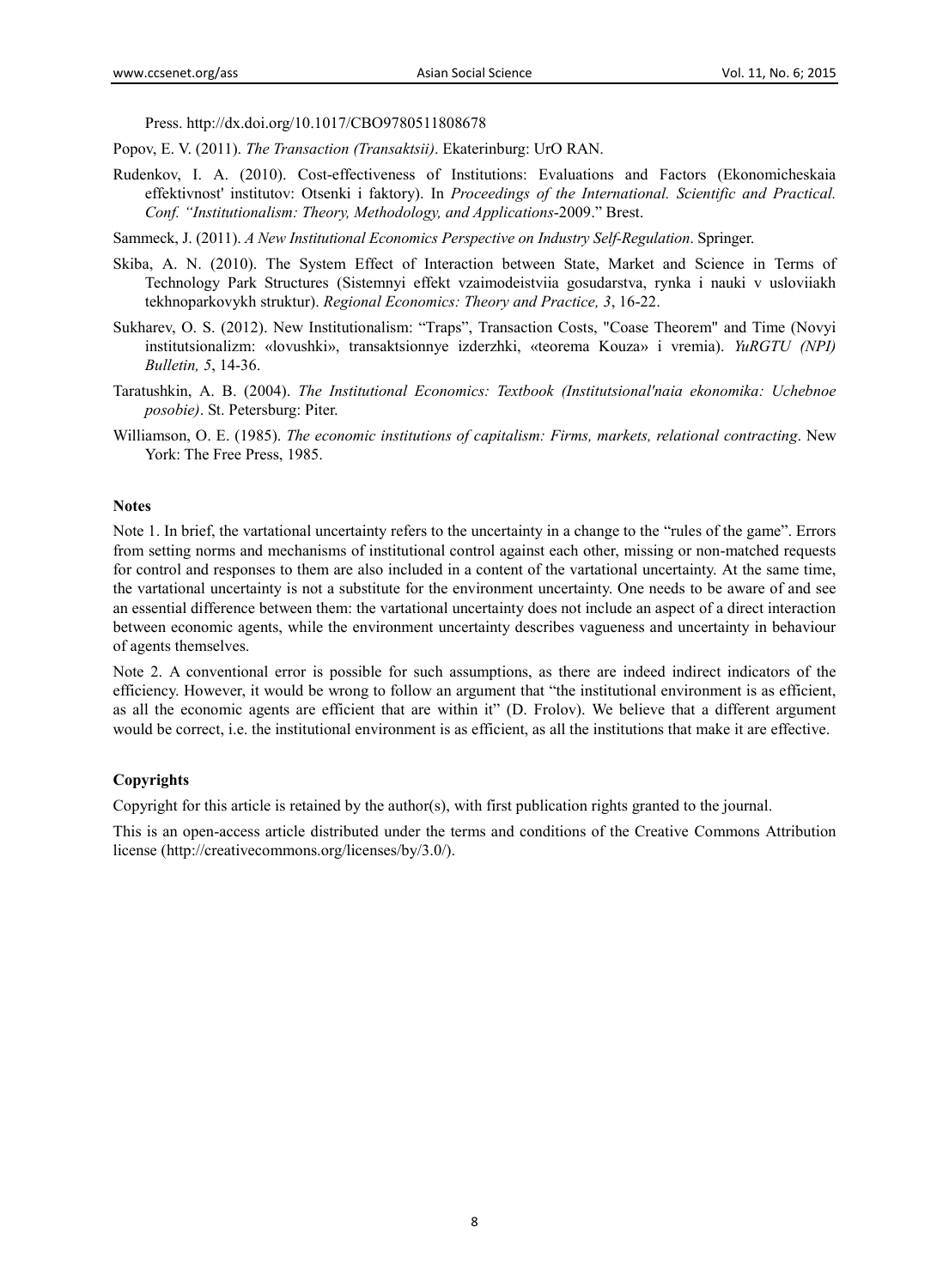Press. http://dx.doi.org/10.1017/CBO9780511808678

Popov, E. V. (2011). *The Transaction (Transaktsii)*. Ekaterinburg: UrO RAN.

Rudenkov, I. A. (2010). Cost-effectiveness of Institutions: Evaluations and Factors (Ekonomicheskaia effektivnost' institutov: Otsenki i faktory). In *Proceedings of the International. Scientific and Practical. Conf. "Institutionalism: Theory, Methodology, and Applications*-2009." Brest.

Sammeck, J. (2011). *A New Institutional Economics Perspective on Industry Self-Regulation*. Springer.

Skiba, A. N. (2010). The System Effect of Interaction between State, Market and Science in Terms of Technology Park Structures (Sistemnyi effekt vzaimodeistviia gosudarstva, rynka i nauki v usloviiakh tekhnoparkovykh struktur). *Regional Economics: Theory and Practice, 3*, 16-22.

Sukharev, O. S. (2012). New Institutionalism: "Traps", Transaction Costs, "Coase Theorem" and Time (Novyi institutsionalizm: «lovushki», transaktsionnye izderzhki, «teorema Kouza» i vremia). *YuRGTU (NPI) Bulletin, 5*, 14-36.

Taratushkin, A. B. (2004). *The Institutional Economics: Textbook (Institutsional'naia ekonomika: Uchebnoe posobie)*. St. Petersburg: Piter.

Williamson, O. E. (1985). *The economic institutions of capitalism: Firms, markets, relational contracting*. New York: The Free Press, 1985.

**Notes**

Note 1. In brief, the vartational uncertainty refers to the uncertainty in a change to the "rules of the game". Errors from setting norms and mechanisms of institutional control against each other, missing or non-matched requests for control and responses to them are also included in a content of the vartational uncertainty. At the same time, the vartational uncertainty is not a substitute for the environment uncertainty. One needs to be aware of and see an essential difference between them: the vartational uncertainty does not include an aspect of a direct interaction between economic agents, while the environment uncertainty describes vagueness and uncertainty in behaviour of agents themselves.

Note 2. A conventional error is possible for such assumptions, as there are indeed indirect indicators of the efficiency. However, it would be wrong to follow an argument that "the institutional environment is as efficient, as all the economic agents are efficient that are within it" (D. Frolov). We believe that a different argument would be correct, i.e. the institutional environment is as efficient, as all the institutions that make it are effective.

**Copyrights**

Copyright for this article is retained by the author(s), with first publication rights granted to the journal.

This is an open-access article distributed under the terms and conditions of the Creative Commons Attribution license (http://creativecommons.org/licenses/by/3.0/).